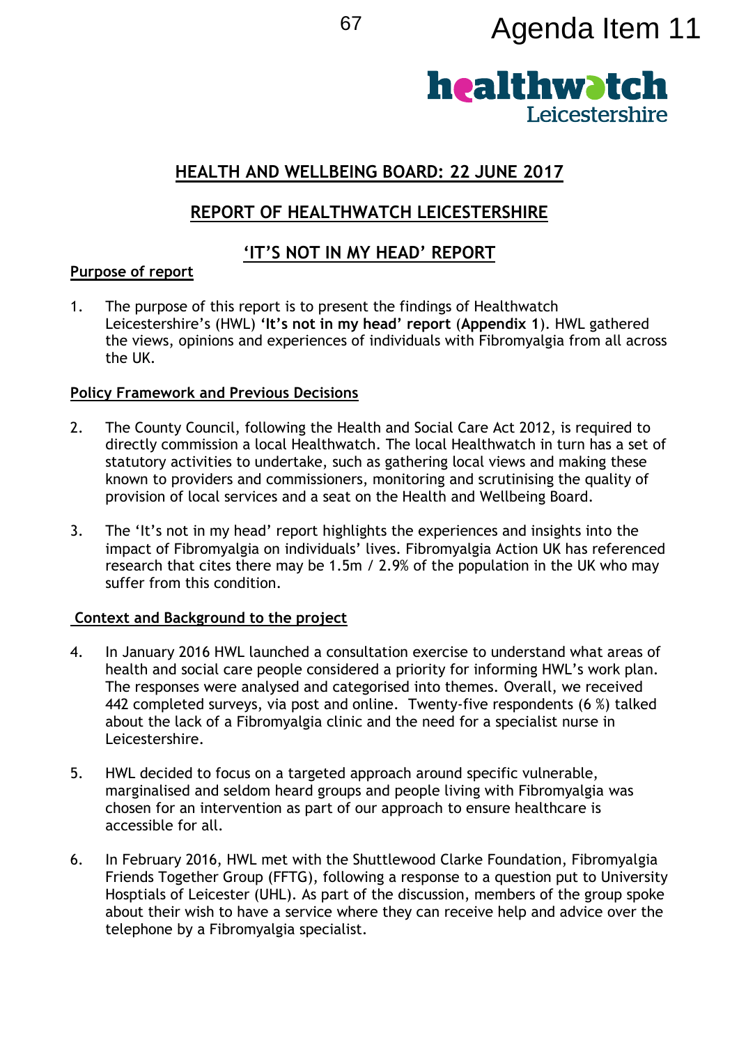Agenda Item 11

healthwatch Leicestershire

# HEALTH AND WELLBEING BOARD: 22 JUNE 2017

## REPORT OF HEALTHWATCH LEICESTERSHIRE

## 'IT'S NOT IN MY HEAD' REPORT

### Purpose of report

1. The purpose of this report is to present the findings of Healthwatch Leicestershire's (HWL) **'It's not in my head' report** (**Appendix 1**). HWL gathered the views, opinions and experiences of individuals with Fibromyalgia from all across the UK.

### Policy Framework and Previous Decisions

2. The County Council, following the Health and Social Care Act 2012, is required to directly commission a local Healthwatch. The local Healthwatch in turn has a set of statutory activities to undertake, such as gathering local views and making these known to providers and commissioners, monitoring and scrutinising the quality of provision of local services and a seat on the Health and Wellbeing Board.

3. The 'It's not in my head' report highlights the experiences and insights into the impact of Fibromyalgia on individuals' lives. Fibromyalgia Action UK has referenced research that cites there may be 1.5m / 2.9% of the population in the UK who may suffer from this condition.

### Context and Background to the project

4. In January 2016 HWL launched a consultation exercise to understand what areas of health and social care people considered a priority for informing HWL's work plan. The responses were analysed and categorised into themes. Overall, we received 442 completed surveys, via post and online. Twenty-five respondents (6 %) talked about the lack of a Fibromyalgia clinic and the need for a specialist nurse in Leicestershire.

5. HWL decided to focus on a targeted approach around specific vulnerable, marginalised and seldom heard groups and people living with Fibromyalgia was chosen for an intervention as part of our approach to ensure healthcare is accessible for all.

6. In February 2016, HWL met with the Shuttlewood Clarke Foundation, Fibromyalgia Friends Together Group (FFTG), following a response to a question put to University Hosptials of Leicester (UHL). As part of the discussion, members of the group spoke about their wish to have a service where they can receive help and advice over the telephone by a Fibromyalgia specialist.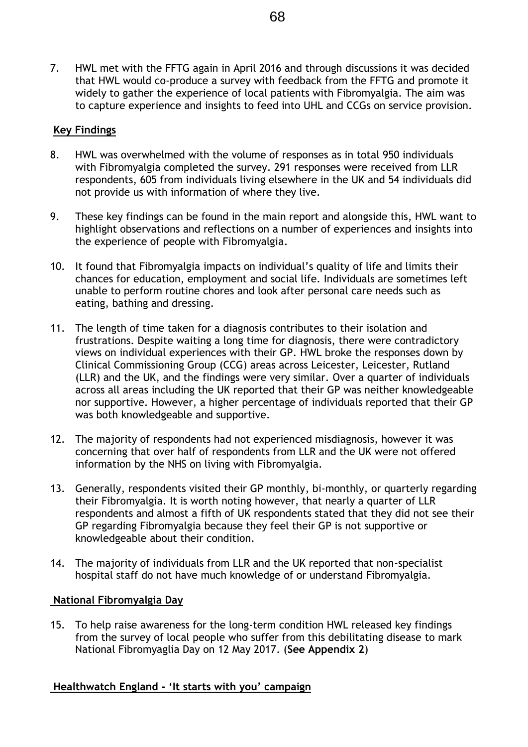7. HWL met with the FFTG again in April 2016 and through discussions it was decided that HWL would co-produce a survey with feedback from the FFTG and promote it widely to gather the experience of local patients with Fibromyalgia. The aim was to capture experience and insights to feed into UHL and CCGs on service provision.

**Key Findings**

8. HWL was overwhelmed with the volume of responses as in total 950 individuals with Fibromyalgia completed the survey. 291 responses were received from LLR respondents, 605 from individuals living elsewhere in the UK and 54 individuals did not provide us with information of where they live.

9. These key findings can be found in the main report and alongside this, HWL want to highlight observations and reflections on a number of experiences and insights into the experience of people with Fibromyalgia.

10. It found that Fibromyalgia impacts on individual's quality of life and limits their chances for education, employment and social life. Individuals are sometimes left unable to perform routine chores and look after personal care needs such as eating, bathing and dressing.

11. The length of time taken for a diagnosis contributes to their isolation and frustrations. Despite waiting a long time for diagnosis, there were contradictory views on individual experiences with their GP. HWL broke the responses down by Clinical Commissioning Group (CCG) areas across Leicester, Leicester, Rutland (LLR) and the UK, and the findings were very similar. Over a quarter of individuals across all areas including the UK reported that their GP was neither knowledgeable nor supportive. However, a higher percentage of individuals reported that their GP was both knowledgeable and supportive.

12. The majority of respondents had not experienced misdiagnosis, however it was concerning that over half of respondents from LLR and the UK were not offered information by the NHS on living with Fibromyalgia.

13. Generally, respondents visited their GP monthly, bi-monthly, or quarterly regarding their Fibromyalgia. It is worth noting however, that nearly a quarter of LLR respondents and almost a fifth of UK respondents stated that they did not see their GP regarding Fibromyalgia because they feel their GP is not supportive or knowledgeable about their condition.

14. The majority of individuals from LLR and the UK reported that non-specialist hospital staff do not have much knowledge of or understand Fibromyalgia.

**National Fibromyalgia Day**

15. To help raise awareness for the long-term condition HWL released key findings from the survey of local people who suffer from this debilitating disease to mark National Fibromyaglia Day on 12 May 2017. (**See Appendix 2**)

**Healthwatch England - 'It starts with you' campaign**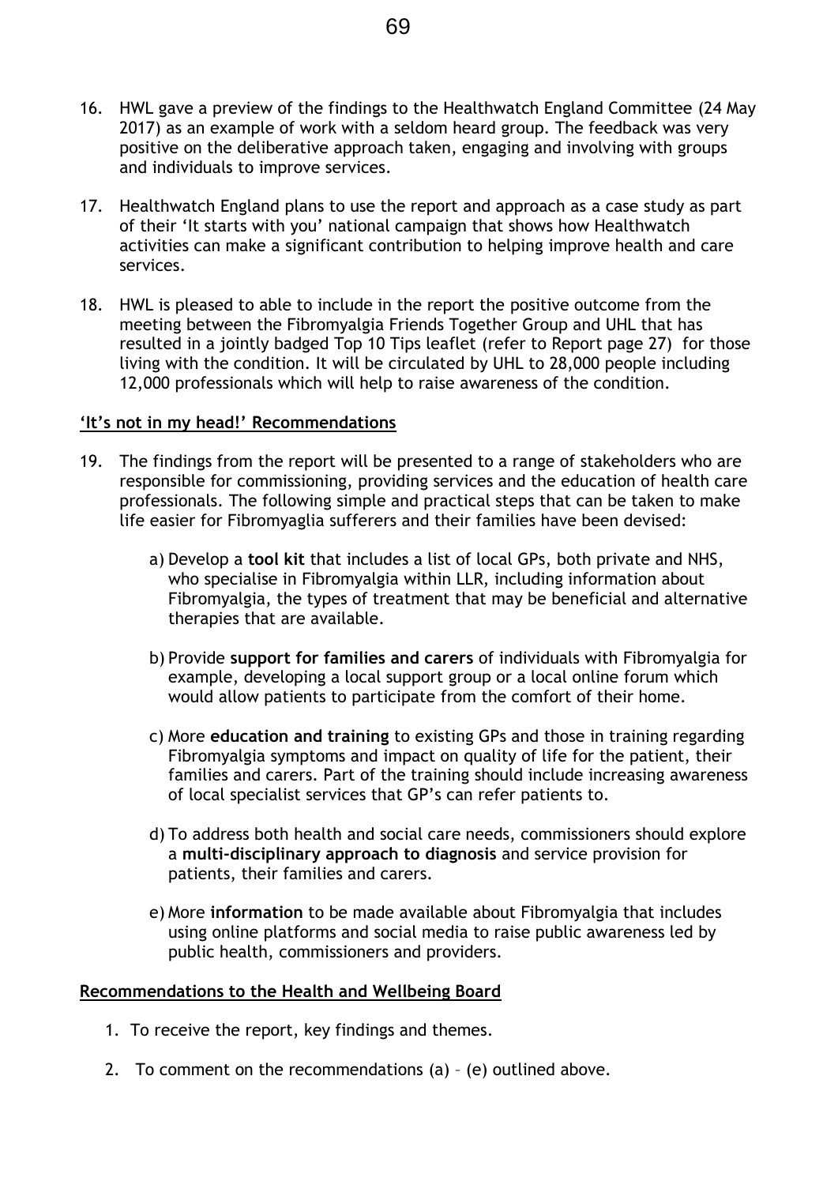16. HWL gave a preview of the findings to the Healthwatch England Committee (24 May 2017) as an example of work with a seldom heard group. The feedback was very positive on the deliberative approach taken, engaging and involving with groups and individuals to improve services.

17. Healthwatch England plans to use the report and approach as a case study as part of their 'It starts with you' national campaign that shows how Healthwatch activities can make a significant contribution to helping improve health and care services.

18. HWL is pleased to able to include in the report the positive outcome from the meeting between the Fibromyalgia Friends Together Group and UHL that has resulted in a jointly badged Top 10 Tips leaflet (refer to Report page 27) for those living with the condition. It will be circulated by UHL to 28,000 people including 12,000 professionals which will help to raise awareness of the condition.

**'It's not in my head!' Recommendations**

19. The findings from the report will be presented to a range of stakeholders who are responsible for commissioning, providing services and the education of health care professionals. The following simple and practical steps that can be taken to make life easier for Fibromyaglia sufferers and their families have been devised:

    a) Develop a **tool kit** that includes a list of local GPs, both private and NHS, who specialise in Fibromyalgia within LLR, including information about Fibromyalgia, the types of treatment that may be beneficial and alternative therapies that are available.

    b) Provide **support for families and carers** of individuals with Fibromyalgia for example, developing a local support group or a local online forum which would allow patients to participate from the comfort of their home.

    c) More **education and training** to existing GPs and those in training regarding Fibromyalgia symptoms and impact on quality of life for the patient, their families and carers. Part of the training should include increasing awareness of local specialist services that GP's can refer patients to.

    d) To address both health and social care needs, commissioners should explore a **multi-disciplinary approach to diagnosis** and service provision for patients, their families and carers.

    e) More **information** to be made available about Fibromyalgia that includes using online platforms and social media to raise public awareness led by public health, commissioners and providers.

**Recommendations to the Health and Wellbeing Board**

1. To receive the report, key findings and themes.
2. To comment on the recommendations (a) – (e) outlined above.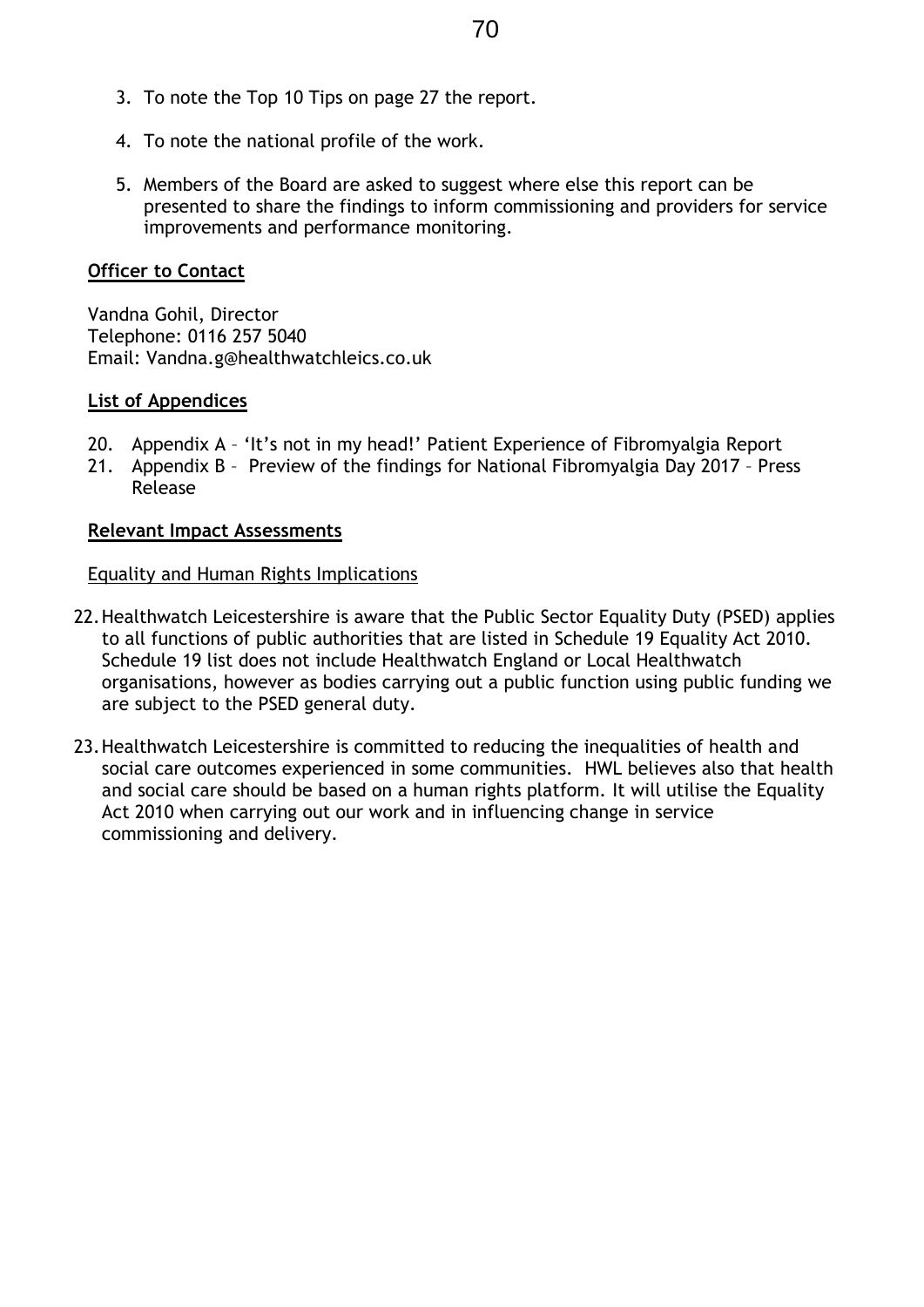3. To note the Top 10 Tips on page 27 the report.

4. To note the national profile of the work.

5. Members of the Board are asked to suggest where else this report can be presented to share the findings to inform commissioning and providers for service improvements and performance monitoring.

**Officer to Contact**

Vandna Gohil, Director
Telephone: 0116 257 5040
Email: Vandna.g@healthwatchleics.co.uk

**List of Appendices**

20. Appendix A – 'It's not in my head!' Patient Experience of Fibromyalgia Report
21. Appendix B – Preview of the findings for National Fibromyalgia Day 2017 – Press Release

**Relevant Impact Assessments**

Equality and Human Rights Implications

22. Healthwatch Leicestershire is aware that the Public Sector Equality Duty (PSED) applies to all functions of public authorities that are listed in Schedule 19 Equality Act 2010. Schedule 19 list does not include Healthwatch England or Local Healthwatch organisations, however as bodies carrying out a public function using public funding we are subject to the PSED general duty.

23. Healthwatch Leicestershire is committed to reducing the inequalities of health and social care outcomes experienced in some communities. HWL believes also that health and social care should be based on a human rights platform. It will utilise the Equality Act 2010 when carrying out our work and in influencing change in service commissioning and delivery.